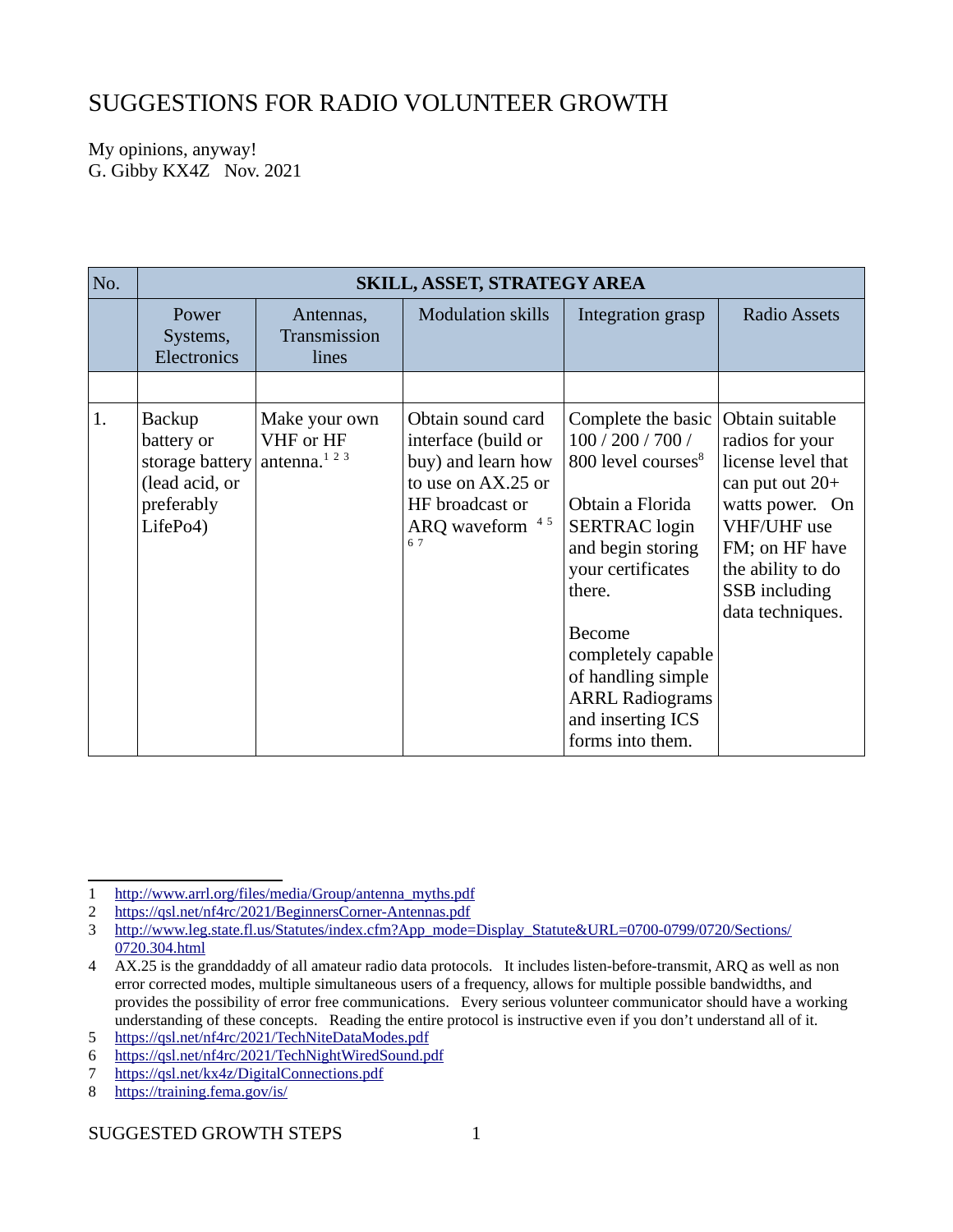# SUGGESTIONS FOR RADIO VOLUNTEER GROWTH

My opinions, anyway!
G. Gibby KX4Z Nov. 2021

| No. | SKILL, ASSET, STRATEGY AREA | | | | |
|---|---|---|---|---|---|
| | Power Systems, Electronics | Antennas, Transmission lines | Modulation skills | Integration grasp | Radio Assets |
| | | | | | |
| 1. | Backup battery or storage battery (lead acid, or preferably LifePo4) | Make your own VHF or HF antenna.[1] [2] [3] | Obtain sound card interface (build or buy) and learn how to use on AX.25 or HF broadcast or ARQ waveform [4] [5] [6] [7] | Complete the basic 100 / 200 / 700 / 800 level courses[8]<br><br>Obtain a Florida SERTRAC login and begin storing your certificates there.<br><br>Become completely capable of handling simple ARRL Radiograms and inserting ICS forms into them. | Obtain suitable radios for your license level that can put out 20+ watts power. On VHF/UHF use FM; on HF have the ability to do SSB including data techniques. |

1 http://www.arrl.org/files/media/Group/antenna_myths.pdf
2 https://qsl.net/nf4rc/2021/BeginnersCorner-Antennas.pdf
3 http://www.leg.state.fl.us/Statutes/index.cfm?App_mode=Display_Statute&URL=0700-0799/0720/Sections/0720.304.html
4 AX.25 is the granddaddy of all amateur radio data protocols. It includes listen-before-transmit, ARQ as well as non error corrected modes, multiple simultaneous users of a frequency, allows for multiple possible bandwidths, and provides the possibility of error free communications. Every serious volunteer communicator should have a working understanding of these concepts. Reading the entire protocol is instructive even if you don't understand all of it.
5 https://qsl.net/nf4rc/2021/TechNiteDataModes.pdf
6 https://qsl.net/nf4rc/2021/TechNightWiredSound.pdf
7 https://qsl.net/kx4z/DigitalConnections.pdf
8 https://training.fema.gov/is/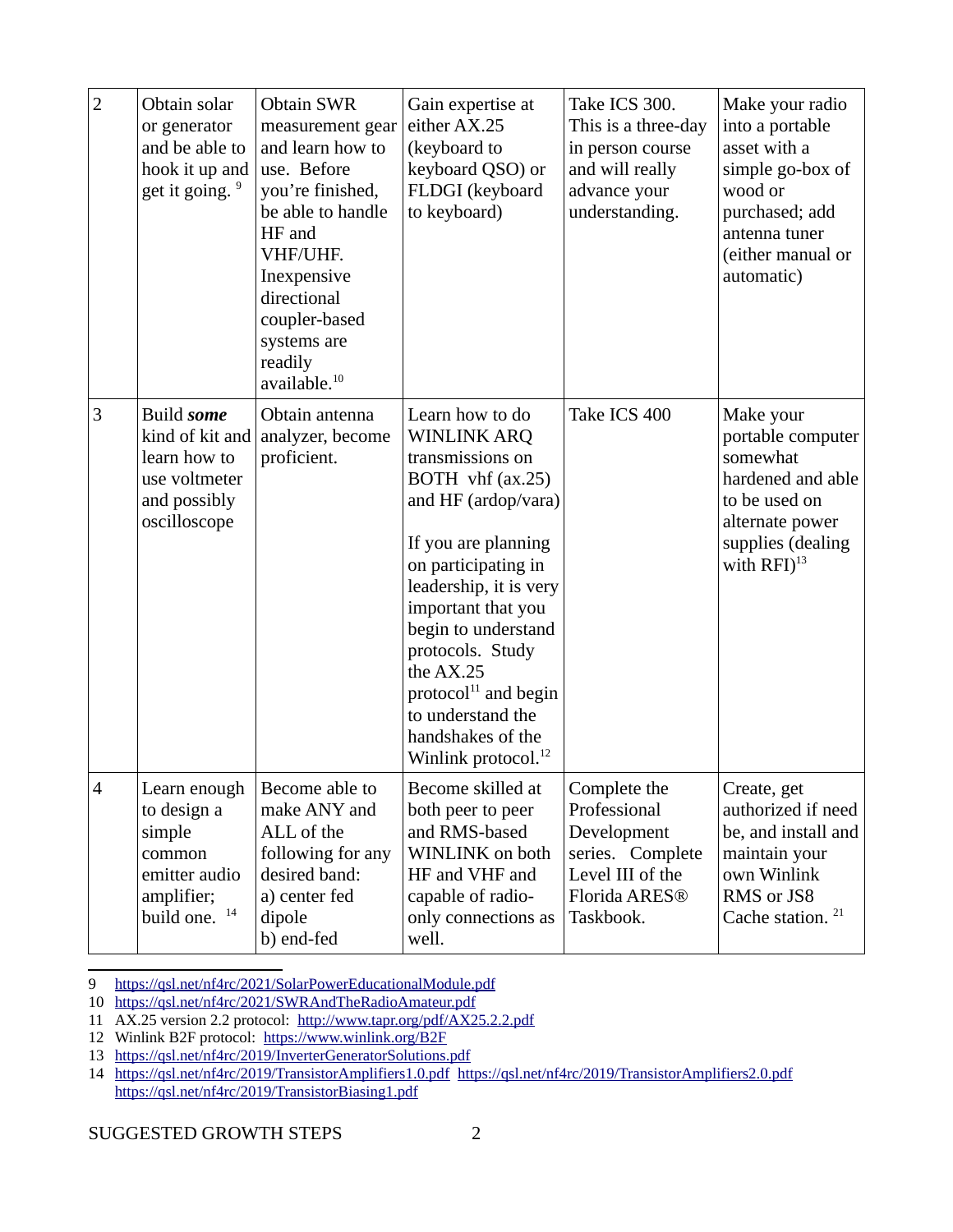| | | | | | |
|---|---|---|---|---|---|
| 2 | Obtain solar or generator and be able to hook it up and get it going. [9] | Obtain SWR measurement gear and learn how to use. Before you're finished, be able to handle HF and VHF/UHF. Inexpensive directional coupler-based systems are readily available.[10] | Gain expertise at either AX.25 (keyboard to keyboard QSO) or FLDGI (keyboard to keyboard) | Take ICS 300. This is a three-day in person course and will really advance your understanding. | Make your radio into a portable asset with a simple go-box of wood or purchased; add antenna tuner (either manual or automatic) |
| 3 | Build ***some*** kind of kit and learn how to use voltmeter and possibly oscilloscope | Obtain antenna analyzer, become proficient. | Learn how to do WINLINK ARQ transmissions on BOTH vhf (ax.25) and HF (ardop/vara)<br><br>If you are planning on participating in leadership, it is very important that you begin to understand protocols. Study the AX.25 protocol[11] and begin to understand the handshakes of the Winlink protocol.[12] | Take ICS 400 | Make your portable computer somewhat hardened and able to be used on alternate power supplies (dealing with RFI)[13] |
| 4 | Learn enough to design a simple common emitter audio amplifier; build one. [14] | Become able to make ANY and ALL of the following for any desired band:<br>a) center fed dipole<br>b) end-fed | Become skilled at both peer to peer and RMS-based WINLINK on both HF and VHF and capable of radio-only connections as well. | Complete the Professional Development series. Complete Level III of the Florida ARES® Taskbook. | Create, get authorized if need be, and install and maintain your own Winlink RMS or JS8 Cache station. [21] |

9 https://qsl.net/nf4rc/2021/SolarPowerEducationalModule.pdf

10 https://qsl.net/nf4rc/2021/SWRAndTheRadioAmateur.pdf

11 AX.25 version 2.2 protocol: http://www.tapr.org/pdf/AX25.2.2.pdf

12 Winlink B2F protocol: https://www.winlink.org/B2F

13 https://qsl.net/nf4rc/2019/InverterGeneratorSolutions.pdf

14 https://qsl.net/nf4rc/2019/TransistorAmplifiers1.0.pdf https://qsl.net/nf4rc/2019/TransistorAmplifiers2.0.pdf https://qsl.net/nf4rc/2019/TransistorBiasing1.pdf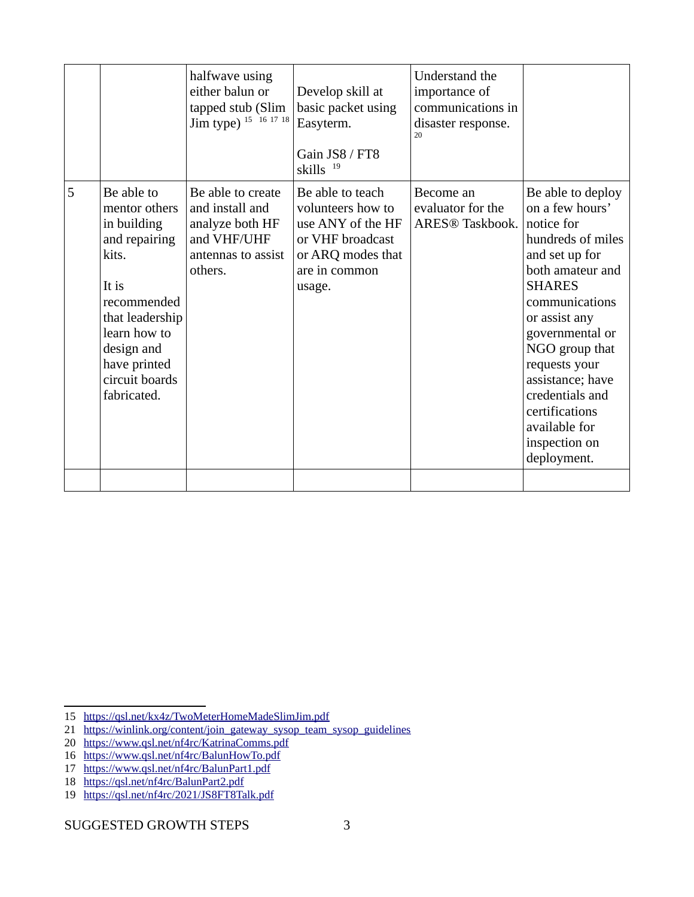| | | | | | |
|---|---|---|---|---|---|
| | | halfwave using either balun or tapped stub (Slim Jim type) [15] [16] [17] [18] | Develop skill at basic packet using Easyterm.<br><br>Gain JS8 / FT8 skills [19] | Understand the importance of communications in disaster response. [20] | |
| 5 | Be able to mentor others in building and repairing kits.<br><br>It is recommended that leadership learn how to design and have printed circuit boards fabricated. | Be able to create and install and analyze both HF and VHF/UHF antennas to assist others. | Be able to teach volunteers how to use ANY of the HF or VHF broadcast or ARQ modes that are in common usage. | Become an evaluator for the ARES® Taskbook. | Be able to deploy on a few hours' notice for hundreds of miles and set up for both amateur and SHARES communications or assist any governmental or NGO group that requests your assistance; have credentials and certifications available for inspection on deployment. |
| | | | | | |

15 https://qsl.net/kx4z/TwoMeterHomeMadeSlimJim.pdf
21 https://winlink.org/content/join_gateway_sysop_team_sysop_guidelines
20 https://www.qsl.net/nf4rc/KatrinaComms.pdf
16 https://www.qsl.net/nf4rc/BalunHowTo.pdf
17 https://www.qsl.net/nf4rc/BalunPart1.pdf
18 https://qsl.net/nf4rc/BalunPart2.pdf
19 https://qsl.net/nf4rc/2021/JS8FT8Talk.pdf